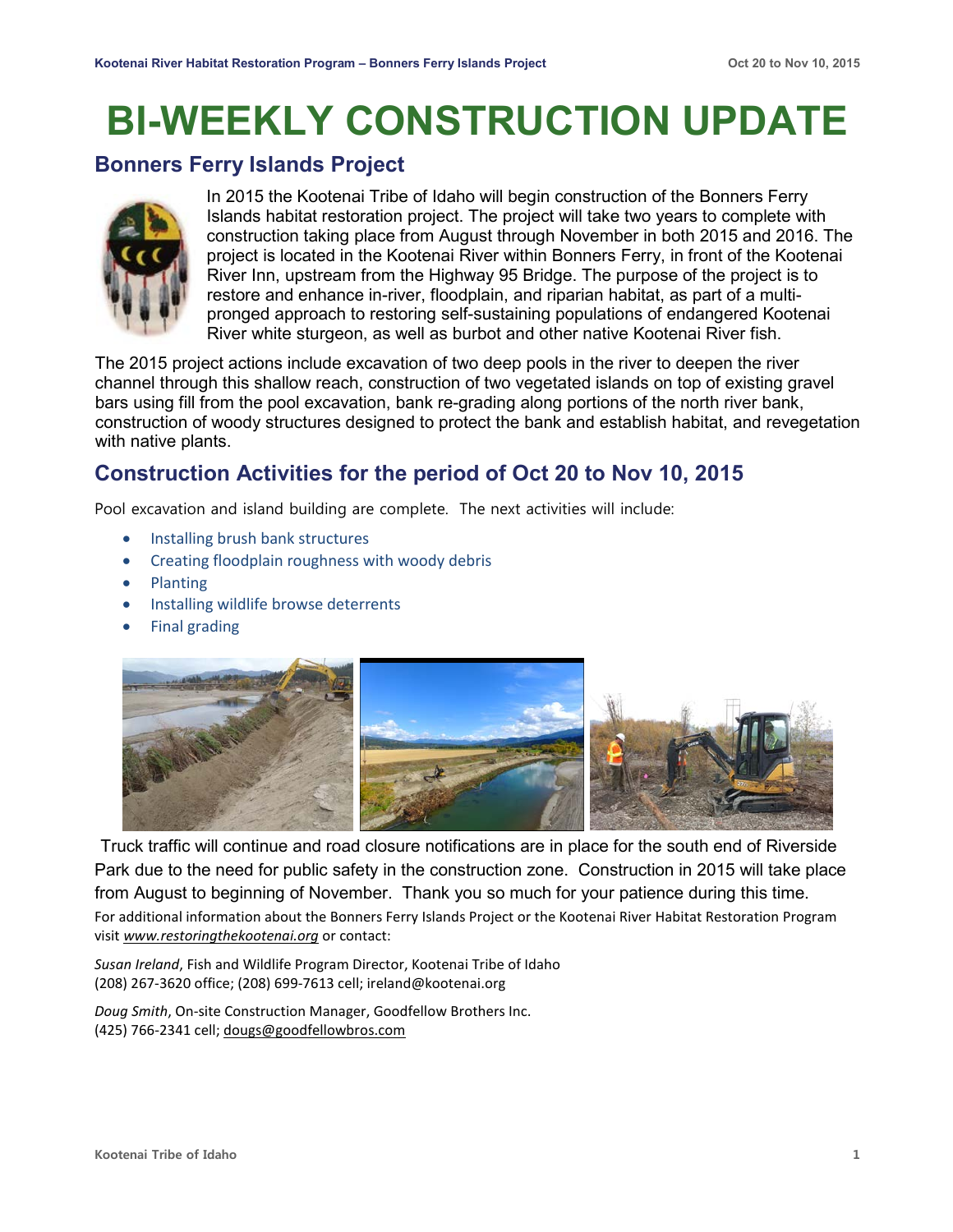# BI-WEEKLY CONSTRUCTION UPDATE

## Bonners Ferry Islands Project

In 2015 the Kootenai Tribe of Idaho will begin construction of the Bonners Ferry Islands habitat restoration project. The project will take two years to complete with construction taking place from August through November in both 2015 and 2016. The project is located in the Kootenai River within Bonners Ferry, in front of the Kootenai River Inn, upstream from the Highway 95 Bridge. The purpose of the project is to restore and enhance in-river, floodplain, and riparian habitat, as part of a multi-pronged approach to restoring self-sustaining populations of endangered Kootenai River white sturgeon, as well as burbot and other native Kootenai River fish.

The 2015 project actions include excavation of two deep pools in the river to deepen the river channel through this shallow reach, construction of two vegetated islands on top of existing gravel bars using fill from the pool excavation, bank re-grading along portions of the north river bank, construction of woody structures designed to protect the bank and establish habitat, and revegetation with native plants.

## Construction Activities for the period of Oct 20 to Nov 10, 2015

Pool excavation and island building are complete. The next activities will include:

- Installing brush bank structures
- Creating floodplain roughness with woody debris
- Planting
- Installing wildlife browse deterrents
- Final grading

Truck traffic will continue and road closure notifications are in place for the south end of Riverside Park due to the need for public safety in the construction zone. Construction in 2015 will take place from August to beginning of November. Thank you so much for your patience during this time.

For additional information about the Bonners Ferry Islands Project or the Kootenai River Habitat Restoration Program visit *www.restoringthekootenai.org* or contact:

*Susan Ireland*, Fish and Wildlife Program Director, Kootenai Tribe of Idaho
(208) 267-3620 office; (208) 699-7613 cell; ireland@kootenai.org

*Doug Smith*, On-site Construction Manager, Goodfellow Brothers Inc.
(425) 766-2341 cell; dougs@goodfellowbros.com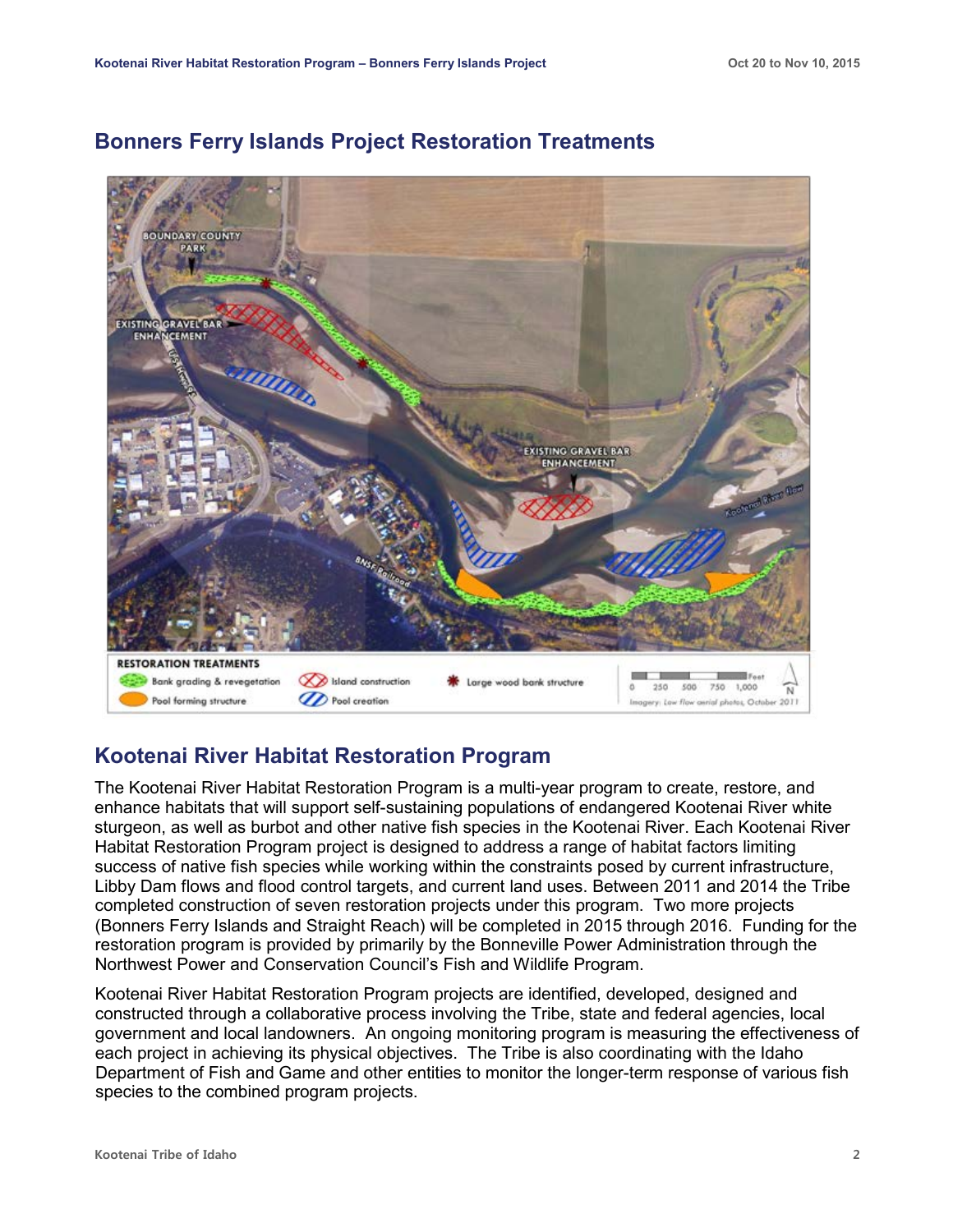## Bonners Ferry Islands Project Restoration Treatments

BOUNDARY COUNTY PARK

EXISTING GRAVEL BAR ENHANCEMENT

US Hwy 95

EXISTING GRAVEL BAR ENHANCEMENT

Kootenai River flow

BNSF Railroad

RESTORATION TREATMENTS

Bank grading & revegetation

Island construction

Large wood bank structure

Pool forming structure

Pool creation

0 250 500 750 1,000 Feet

N

Imagery: Low flow aerial photos, October 2011

## Kootenai River Habitat Restoration Program

The Kootenai River Habitat Restoration Program is a multi-year program to create, restore, and enhance habitats that will support self-sustaining populations of endangered Kootenai River white sturgeon, as well as burbot and other native fish species in the Kootenai River. Each Kootenai River Habitat Restoration Program project is designed to address a range of habitat factors limiting success of native fish species while working within the constraints posed by current infrastructure, Libby Dam flows and flood control targets, and current land uses. Between 2011 and 2014 the Tribe completed construction of seven restoration projects under this program. Two more projects (Bonners Ferry Islands and Straight Reach) will be completed in 2015 through 2016. Funding for the restoration program is provided by primarily by the Bonneville Power Administration through the Northwest Power and Conservation Council's Fish and Wildlife Program.

Kootenai River Habitat Restoration Program projects are identified, developed, designed and constructed through a collaborative process involving the Tribe, state and federal agencies, local government and local landowners. An ongoing monitoring program is measuring the effectiveness of each project in achieving its physical objectives. The Tribe is also coordinating with the Idaho Department of Fish and Game and other entities to monitor the longer-term response of various fish species to the combined program projects.